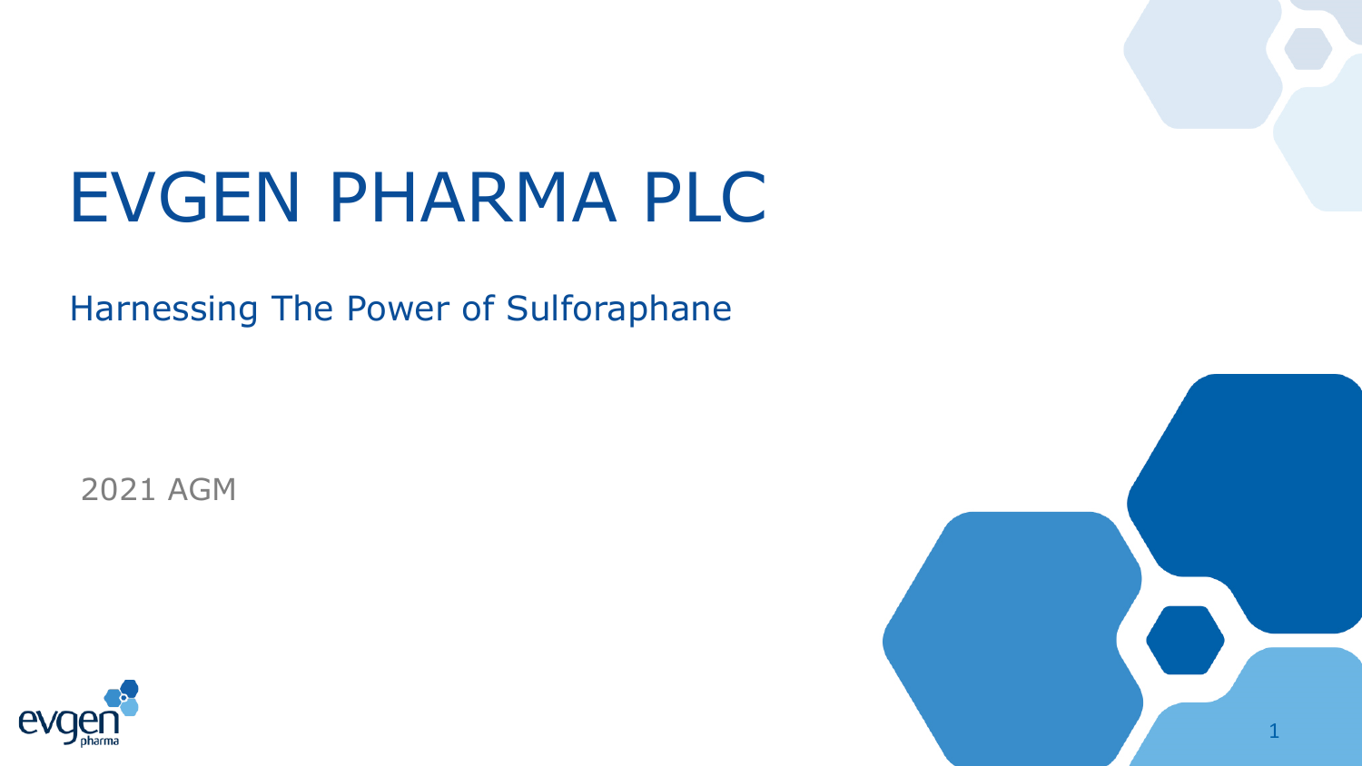# EVGEN PHARMA PLC

## Harnessing The Power of Sulforaphane

2021 AGM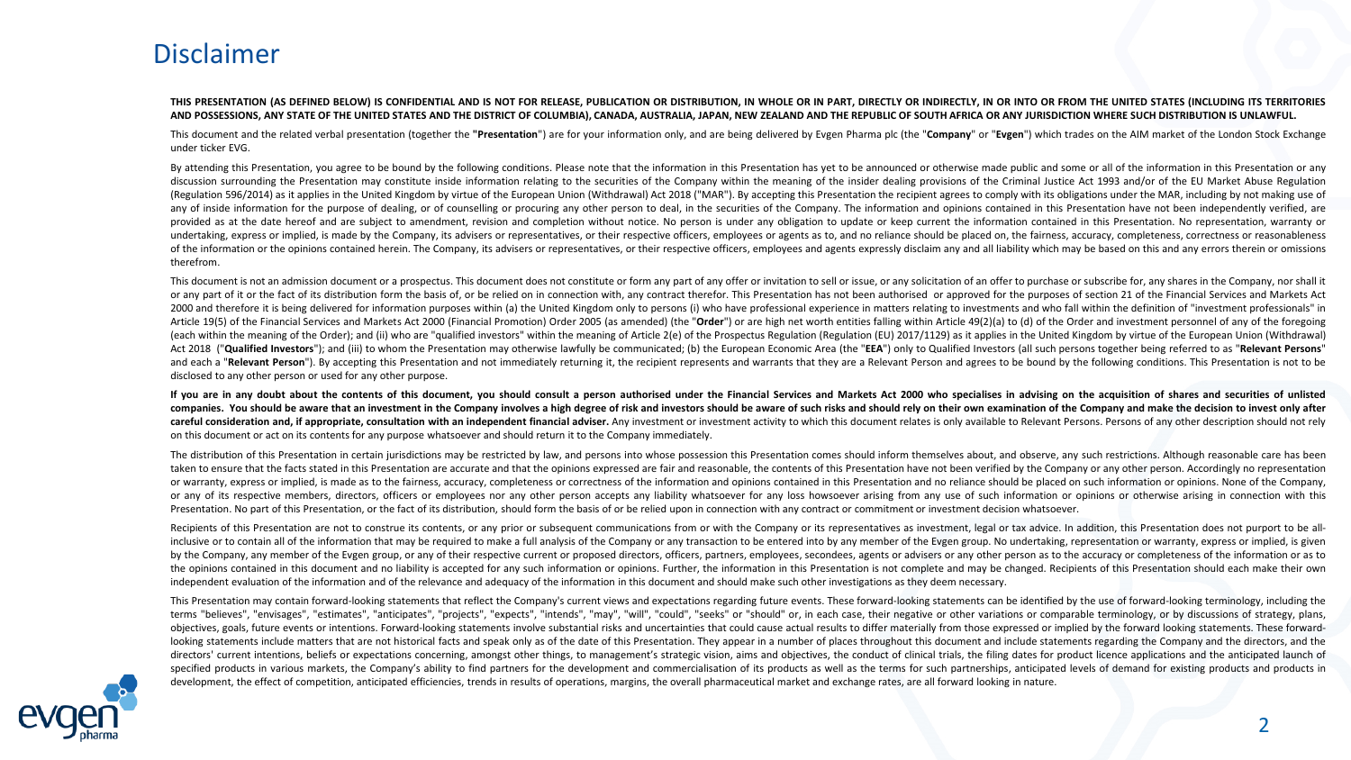# Disclaimer

**THIS PRESENTATION (AS DEFINED BELOW) IS CONFIDENTIAL AND IS NOT FOR RELEASE, PUBLICATION OR DISTRIBUTION, IN WHOLE OR IN PART, DIRECTLY OR INDIRECTLY, IN OR INTO OR FROM THE UNITED STATES (INCLUDING ITS TERRITORIES AND POSSESSIONS, ANY STATE OF THE UNITED STATES AND THE DISTRICT OF COLUMBIA), CANADA, AUSTRALIA, JAPAN, NEW ZEALAND AND THE REPUBLIC OF SOUTH AFRICA OR ANY JURISDICTION WHERE SUCH DISTRIBUTION IS UNLAWFUL.**

This document and the related verbal presentation (together the **"Presentation"**) are for your information only, and are being delivered by Evgen Pharma plc (the "**Company**" or "**Evgen**") which trades on the AIM market of the London Stock Exchange under ticker EVG.

By attending this Presentation, you agree to be bound by the following conditions. Please note that the information in this Presentation has yet to be announced or otherwise made public and some or all of the information in this Presentation or any discussion surrounding the Presentation may constitute inside information relating to the securities of the Company within the meaning of the insider dealing provisions of the Criminal Justice Act 1993 and/or of the EU Market Abuse Regulation (Regulation 596/2014) as it applies in the United Kingdom by virtue of the European Union (Withdrawal) Act 2018 ("MAR"). By accepting this Presentation the recipient agrees to comply with its obligations under the MAR, including by not making use of any of inside information for the purpose of dealing, or of counselling or procuring any other person to deal, in the securities of the Company. The information and opinions contained in this Presentation have not been independently verified, are provided as at the date hereof and are subject to amendment, revision and completion without notice. No person is under any obligation to update or keep current the information contained in this Presentation. No representation, warranty or undertaking, express or implied, is made by the Company, its advisers or representatives, or their respective officers, employees or agents as to, and no reliance should be placed on, the fairness, accuracy, completeness, correctness or reasonableness of the information or the opinions contained herein. The Company, its advisers or representatives, or their respective officers, employees and agents expressly disclaim any and all liability which may be based on this and any errors therein or omissions therefrom.

This document is not an admission document or a prospectus. This document does not constitute or form any part of any offer or invitation to sell or issue, or any solicitation of an offer to purchase or subscribe for, any shares in the Company, nor shall it or any part of it or the fact of its distribution form the basis of, or be relied on in connection with, any contract therefor. This Presentation has not been authorised or approved for the purposes of section 21 of the Financial Services and Markets Act 2000 and therefore it is being delivered for information purposes within (a) the United Kingdom only to persons (i) who have professional experience in matters relating to investments and who fall within the definition of "investment professionals" in Article 19(5) of the Financial Services and Markets Act 2000 (Financial Promotion) Order 2005 (as amended) (the "**Order**") or are high net worth entities falling within Article 49(2)(a) to (d) of the Order and investment personnel of any of the foregoing (each within the meaning of the Order); and (ii) who are "qualified investors" within the meaning of Article 2(e) of the Prospectus Regulation (Regulation (EU) 2017/1129) as it applies in the United Kingdom by virtue of the European Union (Withdrawal) Act 2018 ("**Qualified Investors**"); and (iii) to whom the Presentation may otherwise lawfully be communicated; (b) the European Economic Area (the "**EEA**") only to Qualified Investors (all such persons together being referred to as "**Relevant Persons**" and each a "**Relevant Person**"). By accepting this Presentation and not immediately returning it, the recipient represents and warrants that they are a Relevant Person and agrees to be bound by the following conditions. This Presentation is not to be disclosed to any other person or used for any other purpose.

**If you are in any doubt about the contents of this document, you should consult a person authorised under the Financial Services and Markets Act 2000 who specialises in advising on the acquisition of shares and securities of unlisted companies. You should be aware that an investment in the Company involves a high degree of risk and investors should be aware of such risks and should rely on their own examination of the Company and make the decision to invest only after careful consideration and, if appropriate, consultation with an independent financial adviser.** Any investment or investment activity to which this document relates is only available to Relevant Persons. Persons of any other description should not rely on this document or act on its contents for any purpose whatsoever and should return it to the Company immediately.

The distribution of this Presentation in certain jurisdictions may be restricted by law, and persons into whose possession this Presentation comes should inform themselves about, and observe, any such restrictions. Although reasonable care has been taken to ensure that the facts stated in this Presentation are accurate and that the opinions expressed are fair and reasonable, the contents of this Presentation have not been verified by the Company or any other person. Accordingly no representation or warranty, express or implied, is made as to the fairness, accuracy, completeness or correctness of the information and opinions contained in this Presentation and no reliance should be placed on such information or opinions. None of the Company, or any of its respective members, directors, officers or employees nor any other person accepts any liability whatsoever for any loss howsoever arising from any use of such information or opinions or otherwise arising in connection with this Presentation. No part of this Presentation, or the fact of its distribution, should form the basis of or be relied upon in connection with any contract or commitment or investment decision whatsoever.

Recipients of this Presentation are not to construe its contents, or any prior or subsequent communications from or with the Company or its representatives as investment, legal or tax advice. In addition, this Presentation does not purport to be all-inclusive or to contain all of the information that may be required to make a full analysis of the Company or any transaction to be entered into by any member of the Evgen group. No undertaking, representation or warranty, express or implied, is given by the Company, any member of the Evgen group, or any of their respective current or proposed directors, officers, partners, employees, secondees, agents or advisers or any other person as to the accuracy or completeness of the information or as to the opinions contained in this document and no liability is accepted for any such information or opinions. Further, the information in this Presentation is not complete and may be changed. Recipients of this Presentation should each make their own independent evaluation of the information and of the relevance and adequacy of the information in this document and should make such other investigations as they deem necessary.

This Presentation may contain forward-looking statements that reflect the Company's current views and expectations regarding future events. These forward-looking statements can be identified by the use of forward-looking terminology, including the terms "believes", "envisages", "estimates", "anticipates", "projects", "expects", "intends", "may", "will", "could", "seeks" or "should" or, in each case, their negative or other variations or comparable terminology, or by discussions of strategy, plans, objectives, goals, future events or intentions. Forward-looking statements involve substantial risks and uncertainties that could cause actual results to differ materially from those expressed or implied by the forward looking statements. These forward-looking statements include matters that are not historical facts and speak only as of the date of this Presentation. They appear in a number of places throughout this document and include statements regarding the Company and the directors, and the directors' current intentions, beliefs or expectations concerning, amongst other things, to management's strategic vision, aims and objectives, the conduct of clinical trials, the filing dates for product licence applications and the anticipated launch of specified products in various markets, the Company's ability to find partners for the development and commercialisation of its products as well as the terms for such partnerships, anticipated levels of demand for existing products and products in development, the effect of competition, anticipated efficiencies, trends in results of operations, margins, the overall pharmaceutical market and exchange rates, are all forward looking in nature.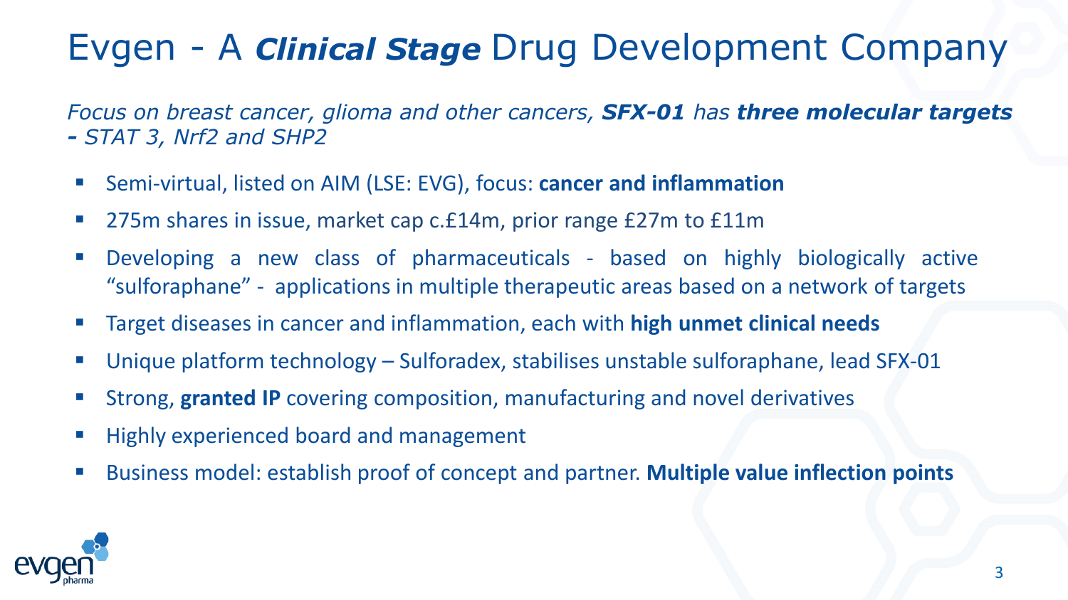# Evgen - A ***Clinical Stage*** Drug Development Company

*Focus on breast cancer, glioma and other cancers,* ***SFX-01*** *has* ***three molecular targets*** ***-*** *STAT 3, Nrf2 and SHP2*

- Semi-virtual, listed on AIM (LSE: EVG), focus: **cancer and inflammation**
- 275m shares in issue, market cap c.£14m, prior range £27m to £11m
- Developing a new class of pharmaceuticals - based on highly biologically active "sulforaphane" - applications in multiple therapeutic areas based on a network of targets
- Target diseases in cancer and inflammation, each with **high unmet clinical needs**
- Unique platform technology – Sulforadex, stabilises unstable sulforaphane, lead SFX-01
- Strong, **granted IP** covering composition, manufacturing and novel derivatives
- Highly experienced board and management
- Business model: establish proof of concept and partner. **Multiple value inflection points**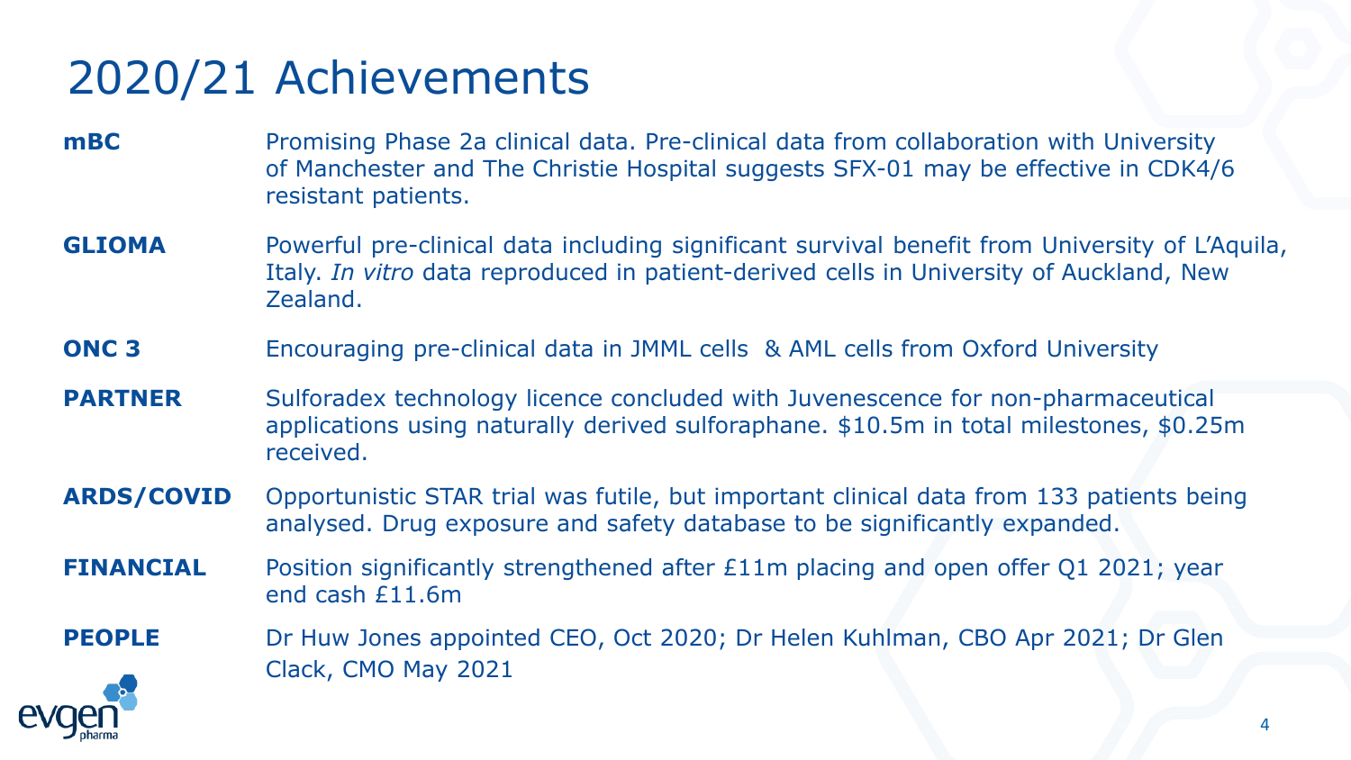# 2020/21 Achievements

**mBC** Promising Phase 2a clinical data. Pre-clinical data from collaboration with University of Manchester and The Christie Hospital suggests SFX-01 may be effective in CDK4/6 resistant patients.

**GLIOMA** Powerful pre-clinical data including significant survival benefit from University of L'Aquila, Italy. *In vitro* data reproduced in patient-derived cells in University of Auckland, New Zealand.

**ONC 3** Encouraging pre-clinical data in JMML cells & AML cells from Oxford University

**PARTNER** Sulforadex technology licence concluded with Juvenescence for non-pharmaceutical applications using naturally derived sulforaphane. $10.5m in total milestones, $0.25m received.

**ARDS/COVID** Opportunistic STAR trial was futile, but important clinical data from 133 patients being analysed. Drug exposure and safety database to be significantly expanded.

**FINANCIAL** Position significantly strengthened after £11m placing and open offer Q1 2021; year end cash £11.6m

**PEOPLE** Dr Huw Jones appointed CEO, Oct 2020; Dr Helen Kuhlman, CBO Apr 2021; Dr Glen Clack, CMO May 2021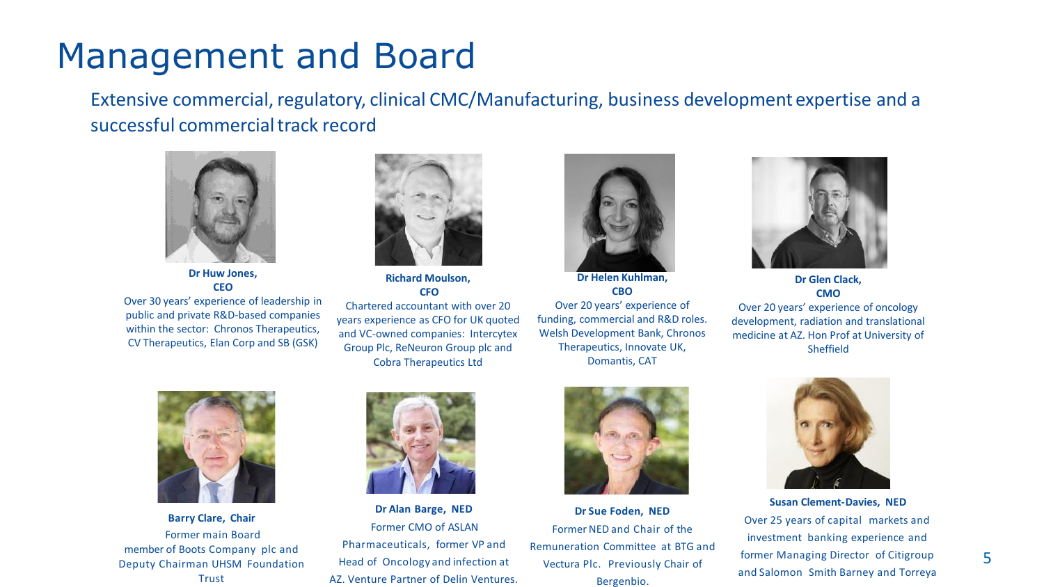# Management and Board

Extensive commercial, regulatory, clinical CMC/Manufacturing, business development expertise and a successful commercial track record

**Dr Huw Jones, CEO**
Over 30 years' experience of leadership in public and private R&D-based companies within the sector: Chronos Therapeutics, CV Therapeutics, Elan Corp and SB (GSK)

**Richard Moulson, CFO**
Chartered accountant with over 20 years experience as CFO for UK quoted and VC-owned companies: Intercytex Group Plc, ReNeuron Group plc and Cobra Therapeutics Ltd

**Dr Helen Kuhlman, CBO**
Over 20 years' experience of funding, commercial and R&D roles. Welsh Development Bank, Chronos Therapeutics, Innovate UK, Domantis, CAT

**Dr Glen Clack, CMO**
Over 20 years' experience of oncology development, radiation and translational medicine at AZ. Hon Prof at University of Sheffield

**Barry Clare, Chair**
Former main Board member of Boots Company plc and Deputy Chairman UHSM Foundation Trust

**Dr Alan Barge, NED**
Former CMO of ASLAN Pharmaceuticals, former VP and Head of Oncology and infection at AZ. Venture Partner of Delin Ventures.

**Dr Sue Foden, NED**
Former NED and Chair of the Remuneration Committee at BTG and Vectura Plc. Previously Chair of Bergenbio.

**Susan Clement-Davies, NED**
Over 25 years of capital markets and investment banking experience and former Managing Director of Citigroup and Salomon Smith Barney and Torreya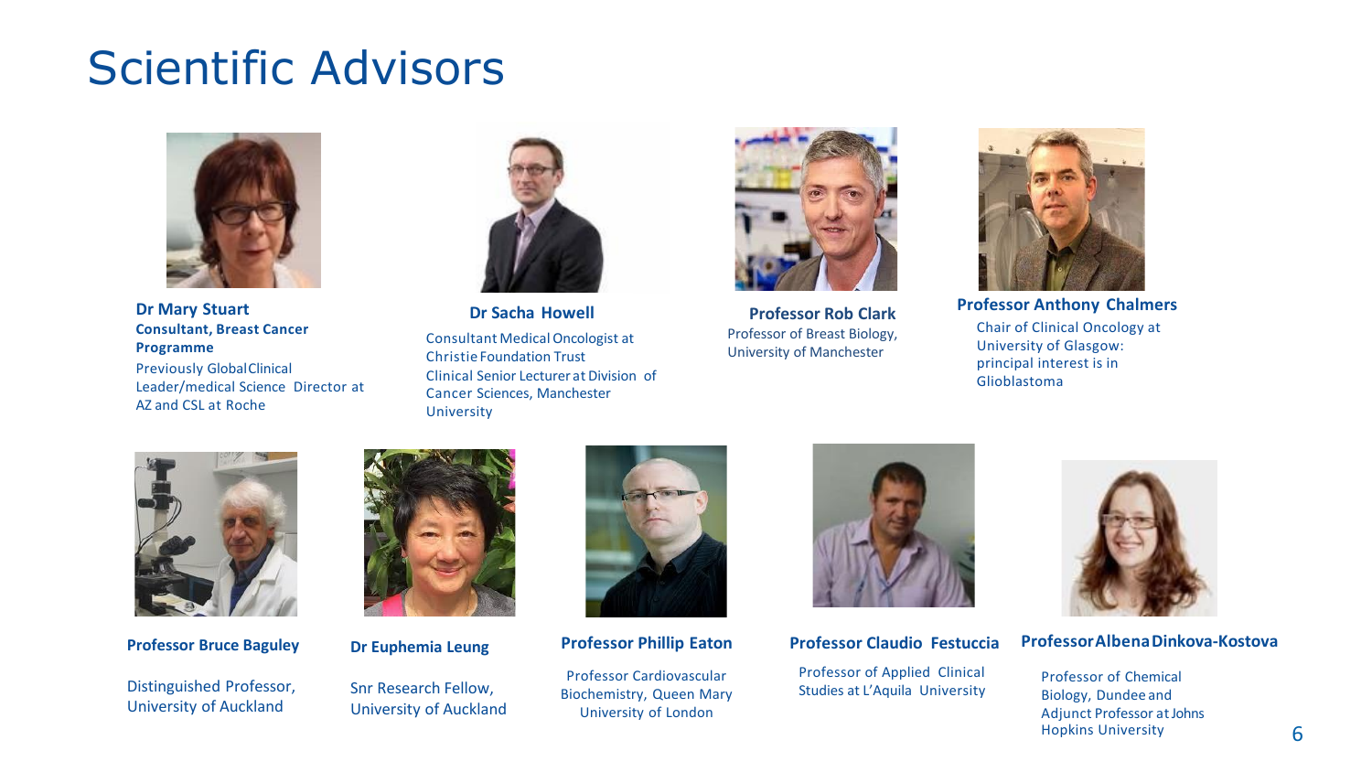# Scientific Advisors

**Dr Mary Stuart**
**Consultant, Breast Cancer Programme**
Previously GlobalClinical Leader/medical Science Director at AZ and CSL at Roche

**Dr Sacha Howell**
Consultant Medical Oncologist at Christie Foundation Trust
Clinical Senior Lecturer at Division of Cancer Sciences, Manchester University

**Professor Rob Clark**
Professor of Breast Biology, University of Manchester

**Professor Anthony Chalmers**
Chair of Clinical Oncology at University of Glasgow: principal interest is in Glioblastoma

**Professor Bruce Baguley**
Distinguished Professor, University of Auckland

**Dr Euphemia Leung**
Snr Research Fellow, University of Auckland

**Professor Phillip Eaton**
Professor Cardiovascular Biochemistry, Queen Mary University of London

**Professor Claudio Festuccia**
Professor of Applied Clinical Studies at L'Aquila University

**Professor Albena Dinkova-Kostova**
Professor of Chemical Biology, Dundee and Adjunct Professor at Johns Hopkins University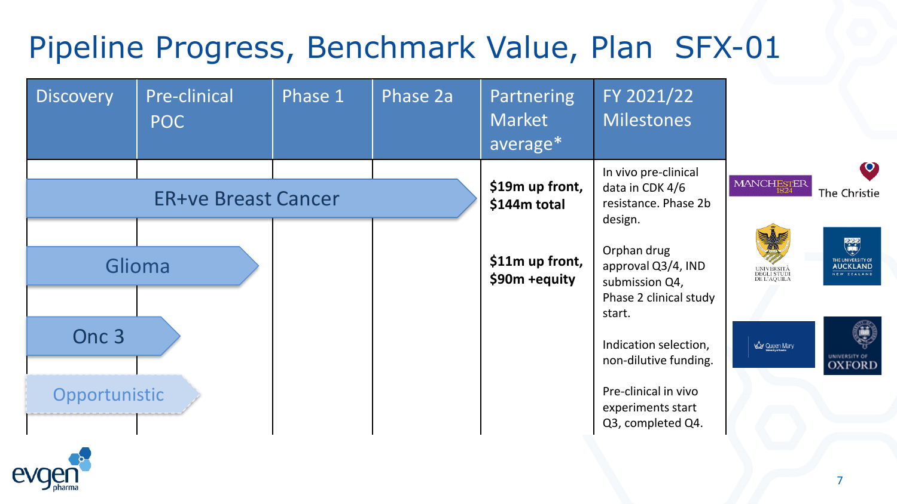# Pipeline Progress, Benchmark Value, Plan SFX-01

| Discovery | Pre-clinical POC | Phase 1 | Phase 2a | Partnering Market average* | FY 2021/22 Milestones |
|---|---|---|---|---|---|
| ER+ve Breast Cancer | | | | **$19m up front, $144m total** | In vivo pre-clinical data in CDK 4/6 resistance. Phase 2b design. |
| Glioma | | | | **$11m up front, $90m +equity** | Orphan drug approval Q3/4, IND submission Q4, Phase 2 clinical study start. |
| Onc 3 | | | | | Indication selection, non-dilutive funding. |
| Opportunistic | | | | | Pre-clinical in vivo experiments start Q3, completed Q4. |

MANCHESTER 1824

The Christie

UNIVERSITÀ DEGLI STUDI DE L'AQUILA

THE UNIVERSITY OF AUCKLAND NEW ZEALAND

Queen Mary University of London

UNIVERSITY OF OXFORD

evgen pharma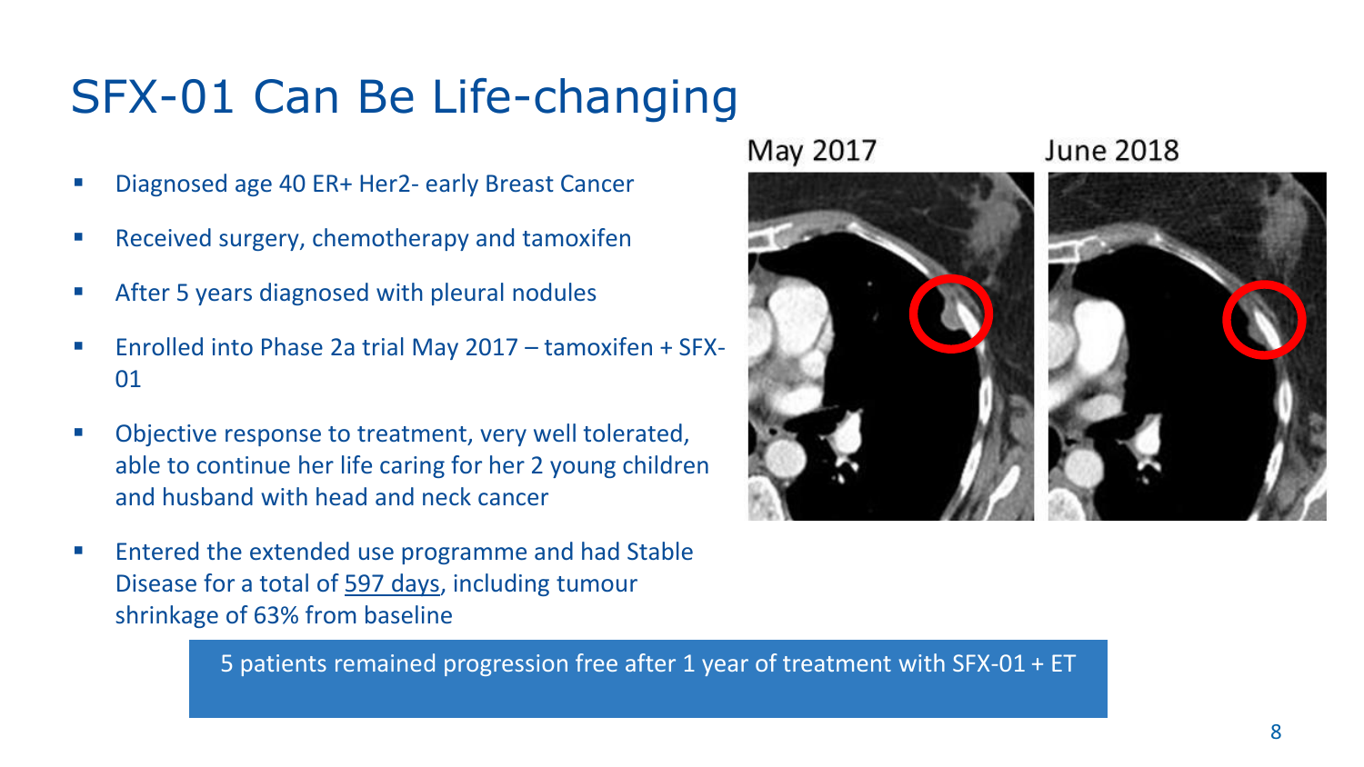# SFX-01 Can Be Life-changing

- Diagnosed age 40 ER+ Her2- early Breast Cancer
- Received surgery, chemotherapy and tamoxifen
- After 5 years diagnosed with pleural nodules
- Enrolled into Phase 2a trial May 2017 – tamoxifen + SFX-01
- Objective response to treatment, very well tolerated, able to continue her life caring for her 2 young children and husband with head and neck cancer
- Entered the extended use programme and had Stable Disease for a total of 597 days, including tumour shrinkage of 63% from baseline

May 2017

June 2018

5 patients remained progression free after 1 year of treatment with SFX-01 + ET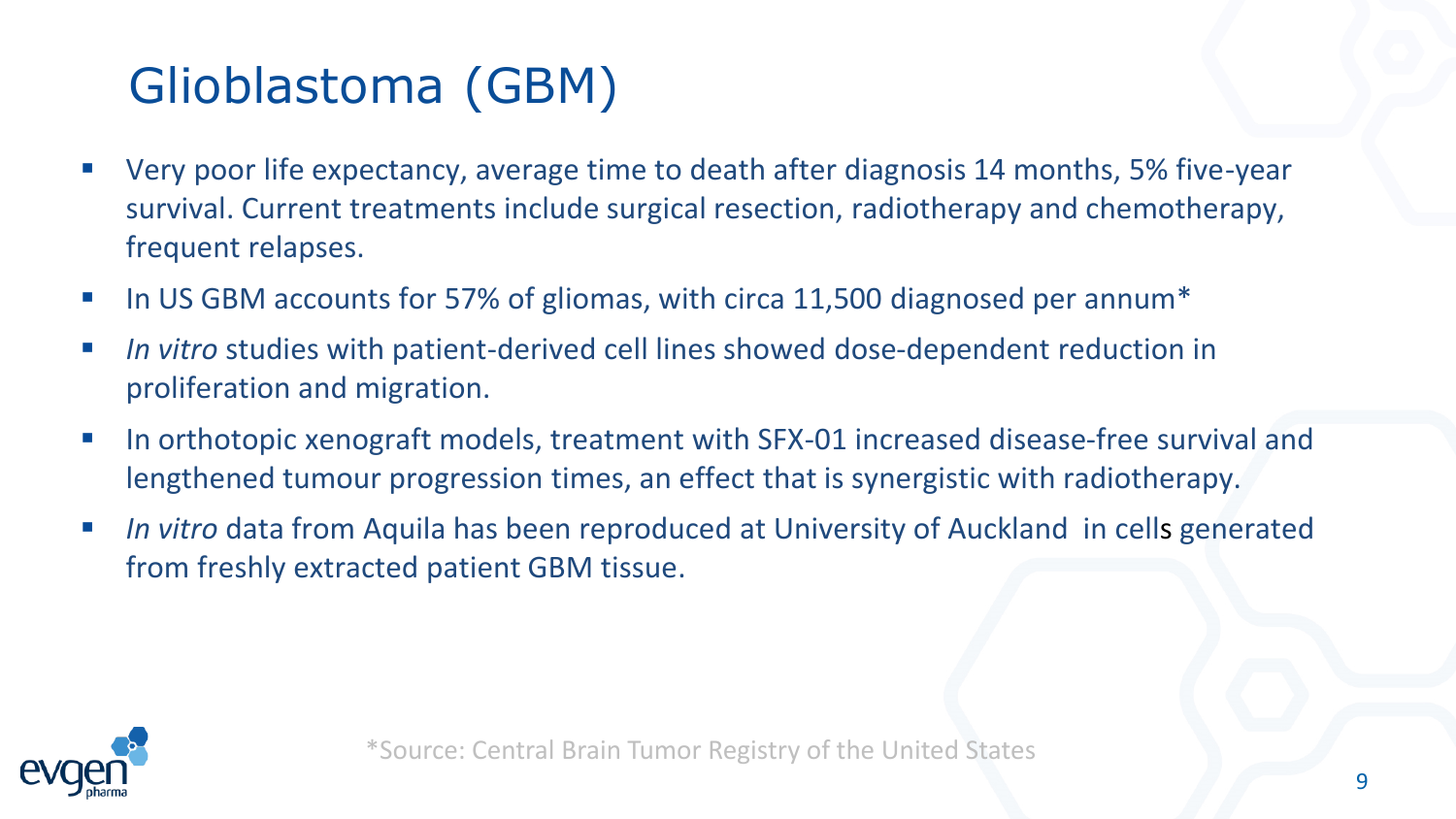# Glioblastoma (GBM)

- Very poor life expectancy, average time to death after diagnosis 14 months, 5% five-year survival. Current treatments include surgical resection, radiotherapy and chemotherapy, frequent relapses.
- In US GBM accounts for 57% of gliomas, with circa 11,500 diagnosed per annum*
- *In vitro* studies with patient-derived cell lines showed dose-dependent reduction in proliferation and migration.
- In orthotopic xenograft models, treatment with SFX-01 increased disease-free survival and lengthened tumour progression times, an effect that is synergistic with radiotherapy.
- *In vitro* data from Aquila has been reproduced at University of Auckland in cells generated from freshly extracted patient GBM tissue.

*Source: Central Brain Tumor Registry of the United States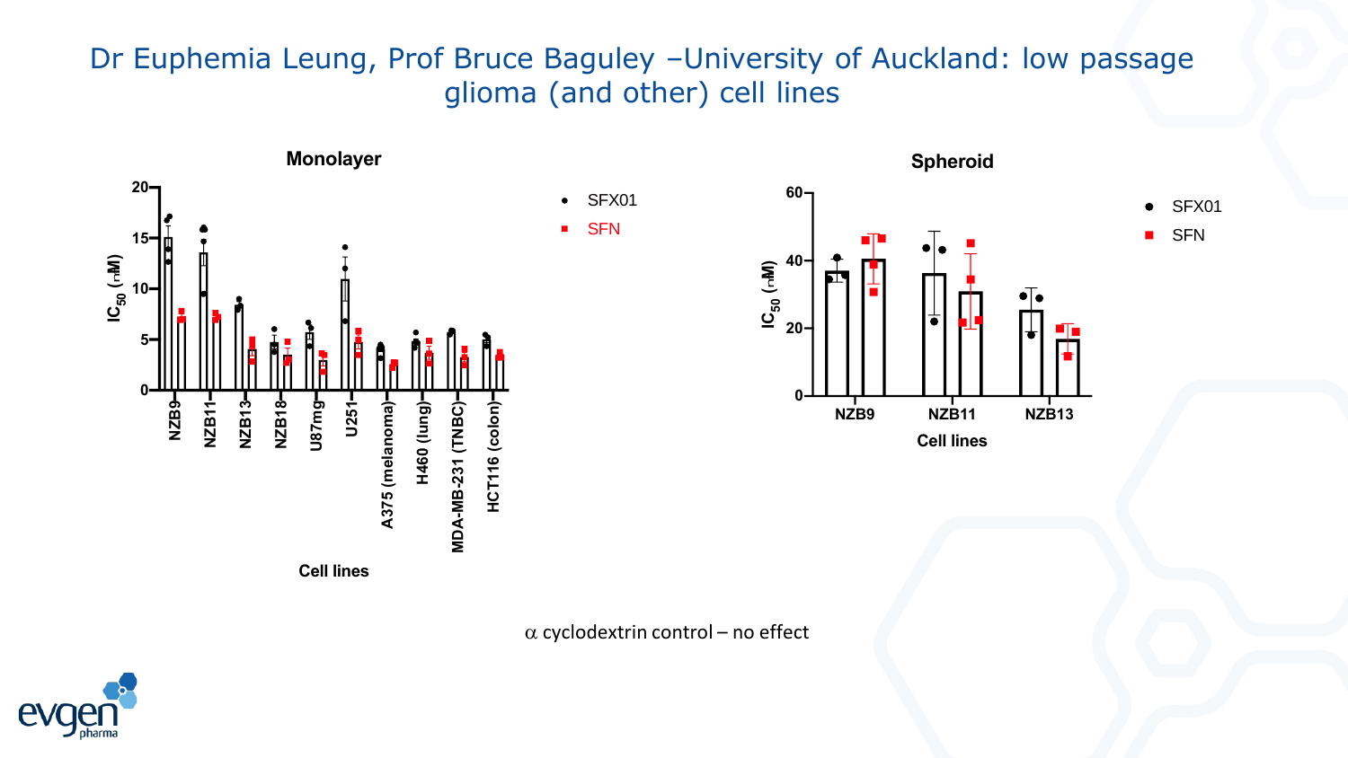# Dr Euphemia Leung, Prof Bruce Baguley –University of Auckland: low passage glioma (and other) cell lines

**Monolayer**

$IC_{50}$ (nM)

Cell lines: NZB9, NZB11, NZB13, NZB18, U87mg, U251, A375 (melanoma), H460 (lung), MDA-MB-231 (TNBC), HCT116 (colon)

- SFX01
- SFN

**Spheroid**

$IC_{50}$ (nM)

Cell lines: NZB9, NZB11, NZB13

- SFX01
- SFN

$\alpha$ cyclodextrin control – no effect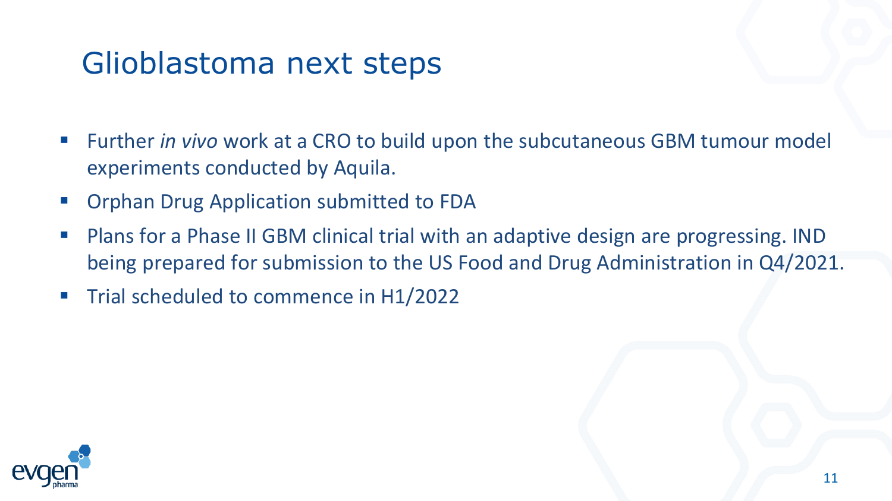# Glioblastoma next steps

- Further *in vivo* work at a CRO to build upon the subcutaneous GBM tumour model experiments conducted by Aquila.
- Orphan Drug Application submitted to FDA
- Plans for a Phase II GBM clinical trial with an adaptive design are progressing. IND being prepared for submission to the US Food and Drug Administration in Q4/2021.
- Trial scheduled to commence in H1/2022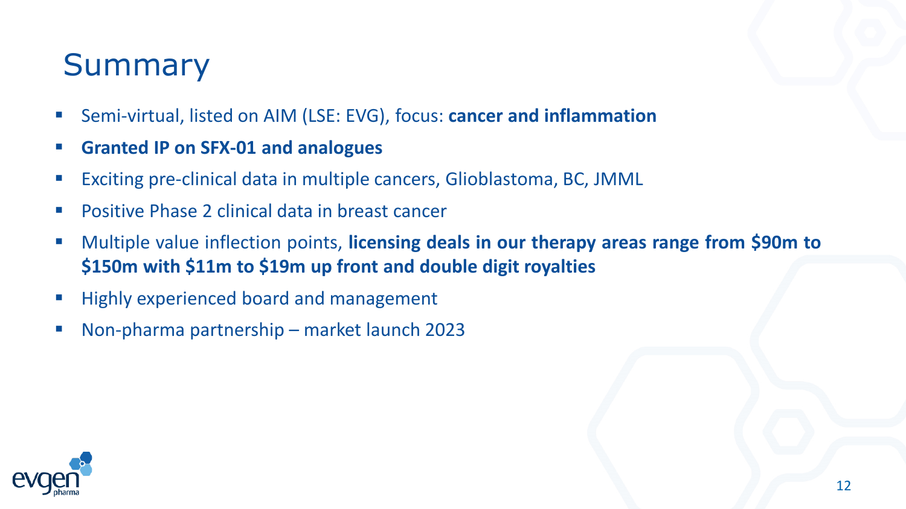# Summary

- Semi-virtual, listed on AIM (LSE: EVG), focus: **cancer and inflammation**
- **Granted IP on SFX-01 and analogues**
- Exciting pre-clinical data in multiple cancers, Glioblastoma, BC, JMML
- Positive Phase 2 clinical data in breast cancer
- Multiple value inflection points, **licensing deals in our therapy areas range from $90m to $150m with $11m to $19m up front and double digit royalties**
- Highly experienced board and management
- Non-pharma partnership – market launch 2023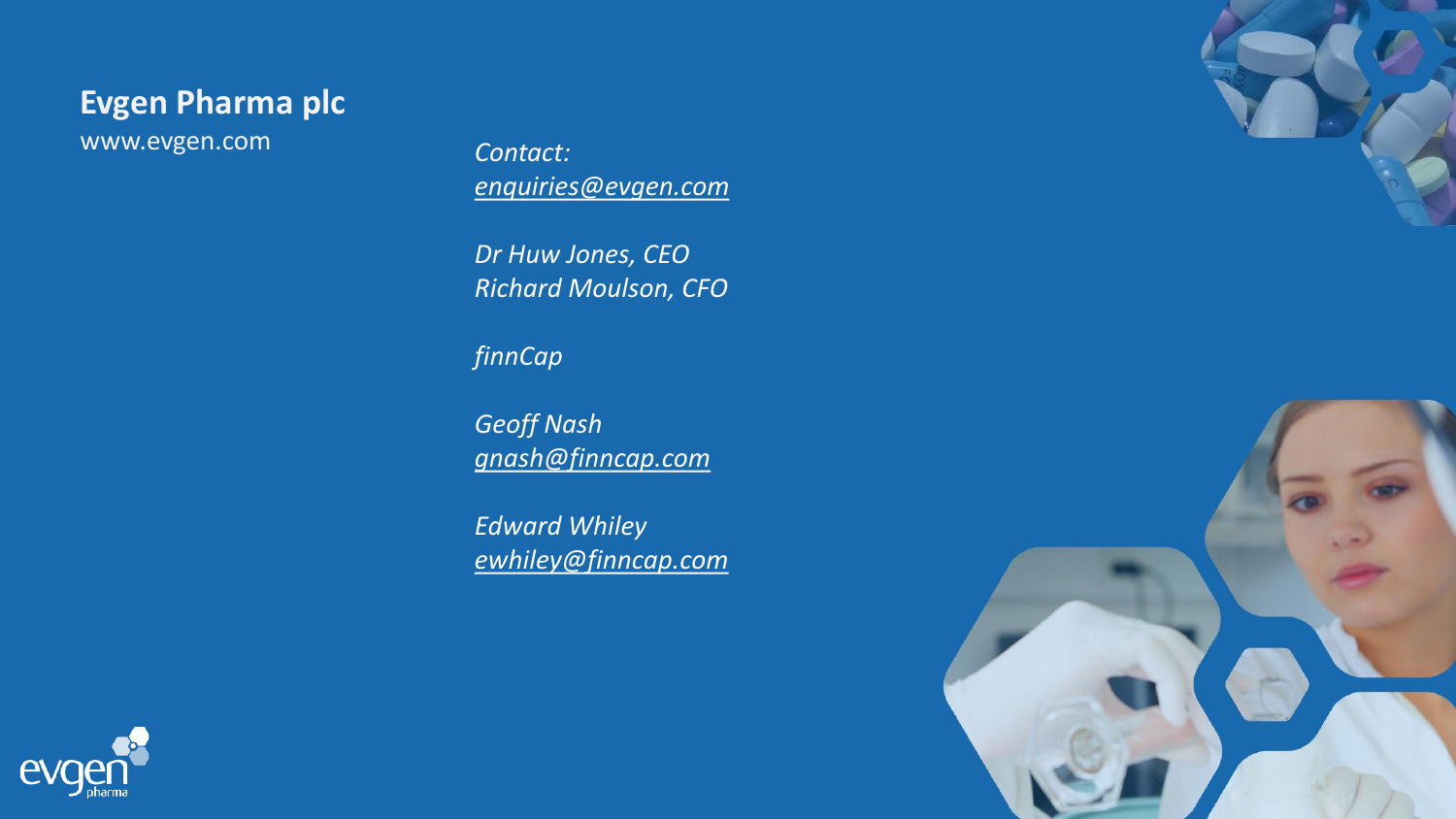## Evgen Pharma plc

www.evgen.com

*Contact:*
*enquiries@evgen.com*

*Dr Huw Jones, CEO*
*Richard Moulson, CFO*

*finnCap*

*Geoff Nash*
*gnash@finncap.com*

*Edward Whiley*
*ewhiley@finncap.com*